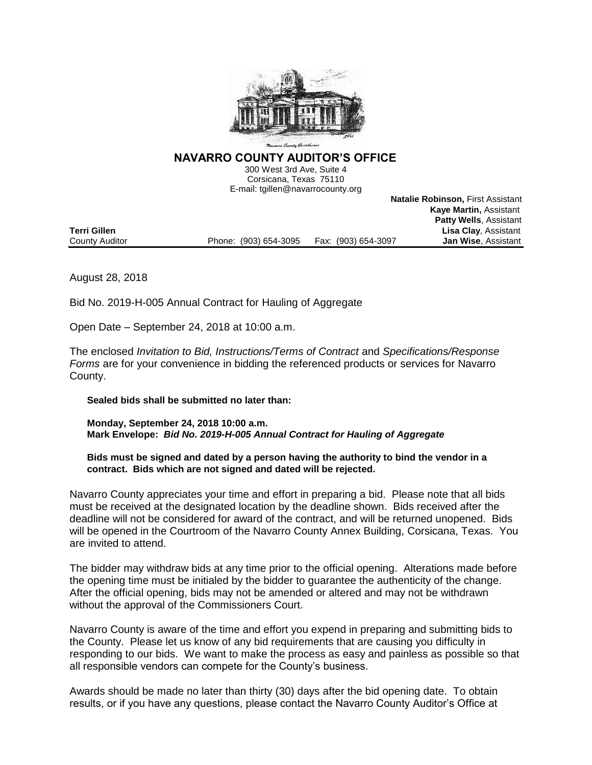# NAVARRO COUNTY AUDITOR'S OFFICE

300 West 3rd Ave, Suite 4
Corsicana, Texas 75110
E-mail: tgillen@navarrocounty.org

**Natalie Robinson,** First Assistant
**Kaye Martin,** Assistant
**Patty Wells**, Assistant
**Lisa Clay**, Assistant
**Jan Wise**, Assistant

**Terri Gillen**
County Auditor

Phone: (903) 654-3095 Fax: (903) 654-3097

August 28, 2018

Bid No. 2019-H-005 Annual Contract for Hauling of Aggregate

Open Date – September 24, 2018 at 10:00 a.m.

The enclosed *Invitation to Bid, Instructions/Terms of Contract* and *Specifications/Response Forms* are for your convenience in bidding the referenced products or services for Navarro County.

**Sealed bids shall be submitted no later than:**

**Monday, September 24, 2018 10:00 a.m.**
**Mark Envelope:** ***Bid No. 2019-H-005 Annual Contract for Hauling of Aggregate***

**Bids must be signed and dated by a person having the authority to bind the vendor in a contract. Bids which are not signed and dated will be rejected.**

Navarro County appreciates your time and effort in preparing a bid. Please note that all bids must be received at the designated location by the deadline shown. Bids received after the deadline will not be considered for award of the contract, and will be returned unopened. Bids will be opened in the Courtroom of the Navarro County Annex Building, Corsicana, Texas. You are invited to attend.

The bidder may withdraw bids at any time prior to the official opening. Alterations made before the opening time must be initialed by the bidder to guarantee the authenticity of the change. After the official opening, bids may not be amended or altered and may not be withdrawn without the approval of the Commissioners Court.

Navarro County is aware of the time and effort you expend in preparing and submitting bids to the County. Please let us know of any bid requirements that are causing you difficulty in responding to our bids. We want to make the process as easy and painless as possible so that all responsible vendors can compete for the County's business.

Awards should be made no later than thirty (30) days after the bid opening date. To obtain results, or if you have any questions, please contact the Navarro County Auditor's Office at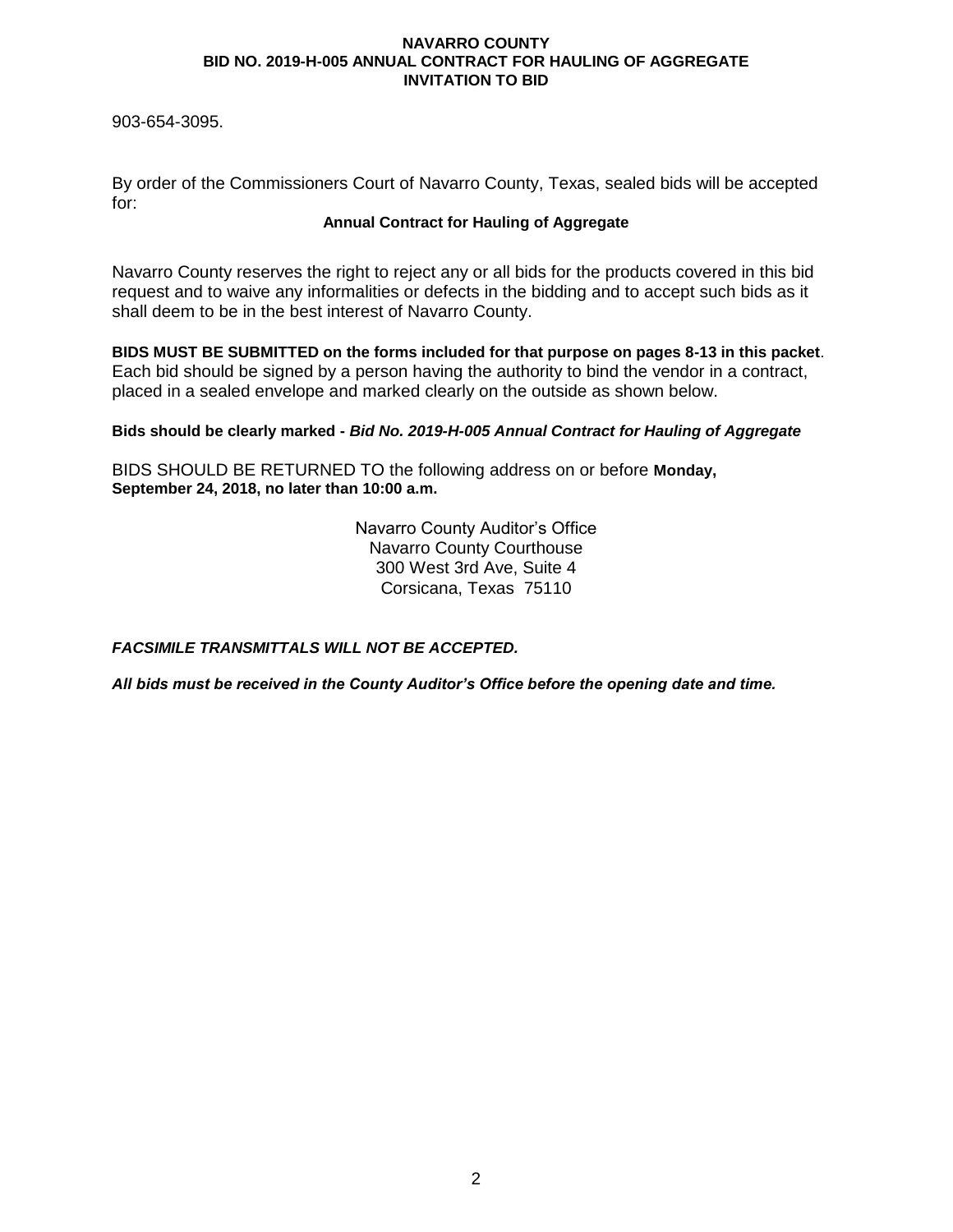903-654-3095.

By order of the Commissioners Court of Navarro County, Texas, sealed bids will be accepted for:

**Annual Contract for Hauling of Aggregate**

Navarro County reserves the right to reject any or all bids for the products covered in this bid request and to waive any informalities or defects in the bidding and to accept such bids as it shall deem to be in the best interest of Navarro County.

**BIDS MUST BE SUBMITTED on the forms included for that purpose on pages 8-13 in this packet**. Each bid should be signed by a person having the authority to bind the vendor in a contract, placed in a sealed envelope and marked clearly on the outside as shown below.

**Bids should be clearly marked -** ***Bid No. 2019-H-005 Annual Contract for Hauling of Aggregate***

BIDS SHOULD BE RETURNED TO the following address on or before **Monday, September 24, 2018, no later than 10:00 a.m.**

Navarro County Auditor's Office
Navarro County Courthouse
300 West 3rd Ave, Suite 4
Corsicana, Texas 75110

***FACSIMILE TRANSMITTALS WILL NOT BE ACCEPTED.***

***All bids must be received in the County Auditor's Office before the opening date and time.***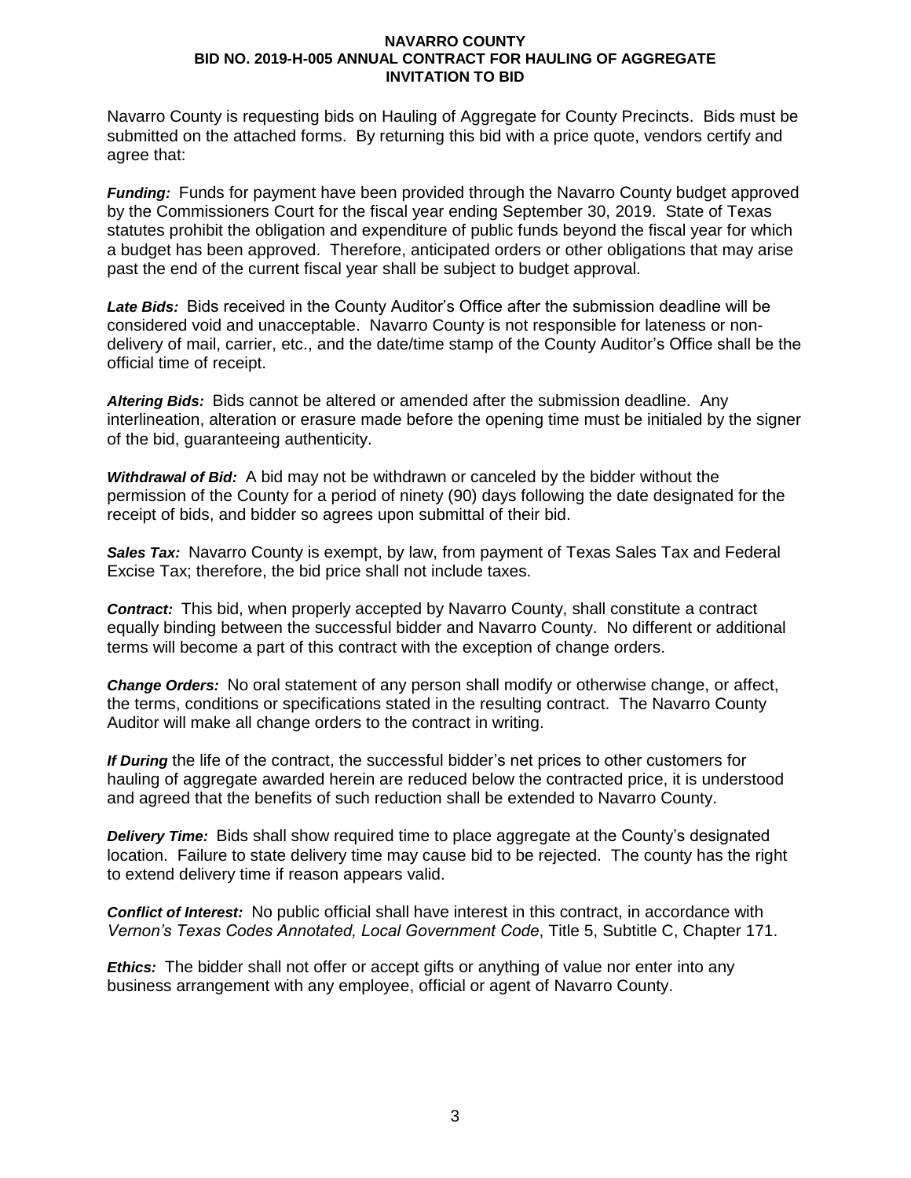**NAVARRO COUNTY**
**BID NO. 2019-H-005 ANNUAL CONTRACT FOR HAULING OF AGGREGATE**
**INVITATION TO BID**

Navarro County is requesting bids on Hauling of Aggregate for County Precincts. Bids must be submitted on the attached forms. By returning this bid with a price quote, vendors certify and agree that:

***Funding:*** Funds for payment have been provided through the Navarro County budget approved by the Commissioners Court for the fiscal year ending September 30, 2019. State of Texas statutes prohibit the obligation and expenditure of public funds beyond the fiscal year for which a budget has been approved. Therefore, anticipated orders or other obligations that may arise past the end of the current fiscal year shall be subject to budget approval.

***Late Bids:*** Bids received in the County Auditor's Office after the submission deadline will be considered void and unacceptable. Navarro County is not responsible for lateness or non-delivery of mail, carrier, etc., and the date/time stamp of the County Auditor's Office shall be the official time of receipt.

***Altering Bids:*** Bids cannot be altered or amended after the submission deadline. Any interlineation, alteration or erasure made before the opening time must be initialed by the signer of the bid, guaranteeing authenticity.

***Withdrawal of Bid:*** A bid may not be withdrawn or canceled by the bidder without the permission of the County for a period of ninety (90) days following the date designated for the receipt of bids, and bidder so agrees upon submittal of their bid.

***Sales Tax:*** Navarro County is exempt, by law, from payment of Texas Sales Tax and Federal Excise Tax; therefore, the bid price shall not include taxes.

***Contract:*** This bid, when properly accepted by Navarro County, shall constitute a contract equally binding between the successful bidder and Navarro County. No different or additional terms will become a part of this contract with the exception of change orders.

***Change Orders:*** No oral statement of any person shall modify or otherwise change, or affect, the terms, conditions or specifications stated in the resulting contract. The Navarro County Auditor will make all change orders to the contract in writing.

***If During*** the life of the contract, the successful bidder's net prices to other customers for hauling of aggregate awarded herein are reduced below the contracted price, it is understood and agreed that the benefits of such reduction shall be extended to Navarro County.

***Delivery Time:*** Bids shall show required time to place aggregate at the County's designated location. Failure to state delivery time may cause bid to be rejected. The county has the right to extend delivery time if reason appears valid.

***Conflict of Interest:*** No public official shall have interest in this contract, in accordance with *Vernon's Texas Codes Annotated, Local Government Code*, Title 5, Subtitle C, Chapter 171.

***Ethics:*** The bidder shall not offer or accept gifts or anything of value nor enter into any business arrangement with any employee, official or agent of Navarro County.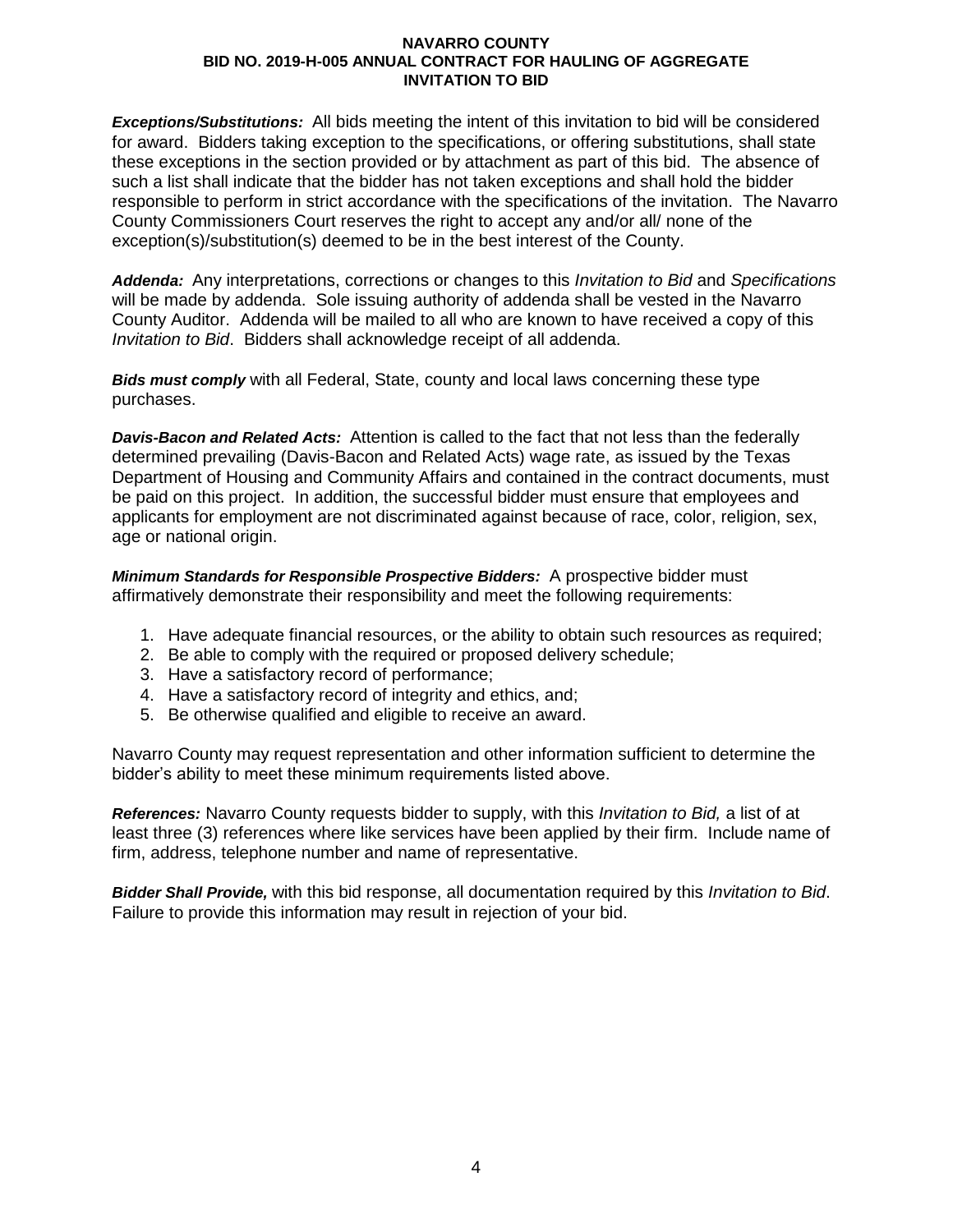***Exceptions/Substitutions:*** All bids meeting the intent of this invitation to bid will be considered for award. Bidders taking exception to the specifications, or offering substitutions, shall state these exceptions in the section provided or by attachment as part of this bid. The absence of such a list shall indicate that the bidder has not taken exceptions and shall hold the bidder responsible to perform in strict accordance with the specifications of the invitation. The Navarro County Commissioners Court reserves the right to accept any and/or all/ none of the exception(s)/substitution(s) deemed to be in the best interest of the County.

***Addenda:*** Any interpretations, corrections or changes to this *Invitation to Bid* and *Specifications* will be made by addenda. Sole issuing authority of addenda shall be vested in the Navarro County Auditor. Addenda will be mailed to all who are known to have received a copy of this *Invitation to Bid*. Bidders shall acknowledge receipt of all addenda.

***Bids must comply*** with all Federal, State, county and local laws concerning these type purchases.

***Davis-Bacon and Related Acts:*** Attention is called to the fact that not less than the federally determined prevailing (Davis-Bacon and Related Acts) wage rate, as issued by the Texas Department of Housing and Community Affairs and contained in the contract documents, must be paid on this project. In addition, the successful bidder must ensure that employees and applicants for employment are not discriminated against because of race, color, religion, sex, age or national origin.

***Minimum Standards for Responsible Prospective Bidders:*** A prospective bidder must affirmatively demonstrate their responsibility and meet the following requirements:

1. Have adequate financial resources, or the ability to obtain such resources as required;
2. Be able to comply with the required or proposed delivery schedule;
3. Have a satisfactory record of performance;
4. Have a satisfactory record of integrity and ethics, and;
5. Be otherwise qualified and eligible to receive an award.

Navarro County may request representation and other information sufficient to determine the bidder's ability to meet these minimum requirements listed above.

***References:*** Navarro County requests bidder to supply, with this *Invitation to Bid,* a list of at least three (3) references where like services have been applied by their firm. Include name of firm, address, telephone number and name of representative.

***Bidder Shall Provide,*** with this bid response, all documentation required by this *Invitation to Bid*. Failure to provide this information may result in rejection of your bid.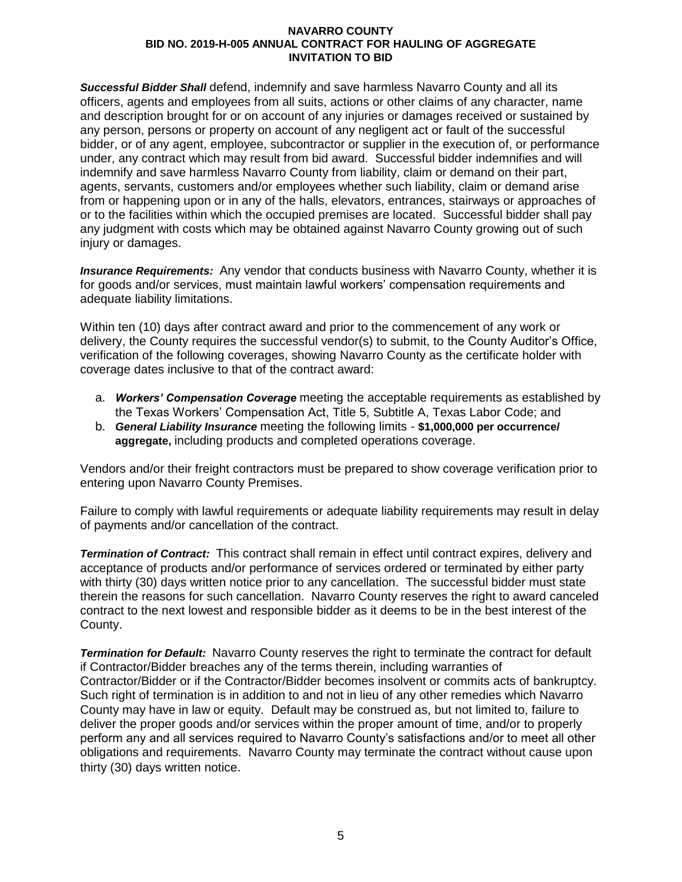***Successful Bidder Shall*** defend, indemnify and save harmless Navarro County and all its officers, agents and employees from all suits, actions or other claims of any character, name and description brought for or on account of any injuries or damages received or sustained by any person, persons or property on account of any negligent act or fault of the successful bidder, or of any agent, employee, subcontractor or supplier in the execution of, or performance under, any contract which may result from bid award. Successful bidder indemnifies and will indemnify and save harmless Navarro County from liability, claim or demand on their part, agents, servants, customers and/or employees whether such liability, claim or demand arise from or happening upon or in any of the halls, elevators, entrances, stairways or approaches of or to the facilities within which the occupied premises are located. Successful bidder shall pay any judgment with costs which may be obtained against Navarro County growing out of such injury or damages.

***Insurance Requirements:*** Any vendor that conducts business with Navarro County, whether it is for goods and/or services, must maintain lawful workers' compensation requirements and adequate liability limitations.

Within ten (10) days after contract award and prior to the commencement of any work or delivery, the County requires the successful vendor(s) to submit, to the County Auditor's Office, verification of the following coverages, showing Navarro County as the certificate holder with coverage dates inclusive to that of the contract award:

a. ***Workers' Compensation Coverage*** meeting the acceptable requirements as established by the Texas Workers' Compensation Act, Title 5, Subtitle A, Texas Labor Code; and
b. ***General Liability Insurance*** meeting the following limits - **$1,000,000 per occurrence/ aggregate,** including products and completed operations coverage.

Vendors and/or their freight contractors must be prepared to show coverage verification prior to entering upon Navarro County Premises.

Failure to comply with lawful requirements or adequate liability requirements may result in delay of payments and/or cancellation of the contract.

***Termination of Contract:*** This contract shall remain in effect until contract expires, delivery and acceptance of products and/or performance of services ordered or terminated by either party with thirty (30) days written notice prior to any cancellation. The successful bidder must state therein the reasons for such cancellation. Navarro County reserves the right to award canceled contract to the next lowest and responsible bidder as it deems to be in the best interest of the County.

***Termination for Default:*** Navarro County reserves the right to terminate the contract for default if Contractor/Bidder breaches any of the terms therein, including warranties of Contractor/Bidder or if the Contractor/Bidder becomes insolvent or commits acts of bankruptcy. Such right of termination is in addition to and not in lieu of any other remedies which Navarro County may have in law or equity. Default may be construed as, but not limited to, failure to deliver the proper goods and/or services within the proper amount of time, and/or to properly perform any and all services required to Navarro County's satisfactions and/or to meet all other obligations and requirements. Navarro County may terminate the contract without cause upon thirty (30) days written notice.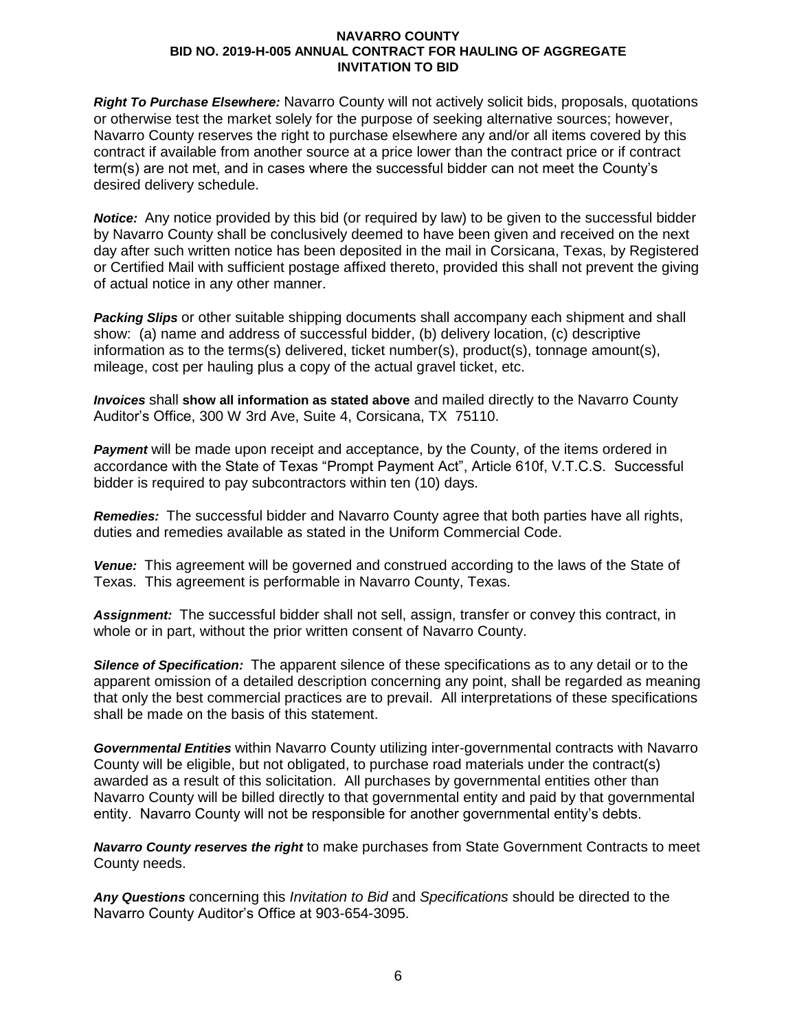***Right To Purchase Elsewhere:*** Navarro County will not actively solicit bids, proposals, quotations or otherwise test the market solely for the purpose of seeking alternative sources; however, Navarro County reserves the right to purchase elsewhere any and/or all items covered by this contract if available from another source at a price lower than the contract price or if contract term(s) are not met, and in cases where the successful bidder can not meet the County's desired delivery schedule.

***Notice:*** Any notice provided by this bid (or required by law) to be given to the successful bidder by Navarro County shall be conclusively deemed to have been given and received on the next day after such written notice has been deposited in the mail in Corsicana, Texas, by Registered or Certified Mail with sufficient postage affixed thereto, provided this shall not prevent the giving of actual notice in any other manner.

***Packing Slips*** or other suitable shipping documents shall accompany each shipment and shall show: (a) name and address of successful bidder, (b) delivery location, (c) descriptive information as to the terms(s) delivered, ticket number(s), product(s), tonnage amount(s), mileage, cost per hauling plus a copy of the actual gravel ticket, etc.

***Invoices*** shall **show all information as stated above** and mailed directly to the Navarro County Auditor's Office, 300 W 3rd Ave, Suite 4, Corsicana, TX 75110.

***Payment*** will be made upon receipt and acceptance, by the County, of the items ordered in accordance with the State of Texas "Prompt Payment Act", Article 610f, V.T.C.S. Successful bidder is required to pay subcontractors within ten (10) days.

***Remedies:*** The successful bidder and Navarro County agree that both parties have all rights, duties and remedies available as stated in the Uniform Commercial Code.

***Venue:*** This agreement will be governed and construed according to the laws of the State of Texas. This agreement is performable in Navarro County, Texas.

***Assignment:*** The successful bidder shall not sell, assign, transfer or convey this contract, in whole or in part, without the prior written consent of Navarro County.

***Silence of Specification:*** The apparent silence of these specifications as to any detail or to the apparent omission of a detailed description concerning any point, shall be regarded as meaning that only the best commercial practices are to prevail. All interpretations of these specifications shall be made on the basis of this statement.

***Governmental Entities*** within Navarro County utilizing inter-governmental contracts with Navarro County will be eligible, but not obligated, to purchase road materials under the contract(s) awarded as a result of this solicitation. All purchases by governmental entities other than Navarro County will be billed directly to that governmental entity and paid by that governmental entity. Navarro County will not be responsible for another governmental entity's debts.

***Navarro County reserves the right*** to make purchases from State Government Contracts to meet County needs.

***Any Questions*** concerning this *Invitation to Bid* and *Specifications* should be directed to the Navarro County Auditor's Office at 903-654-3095.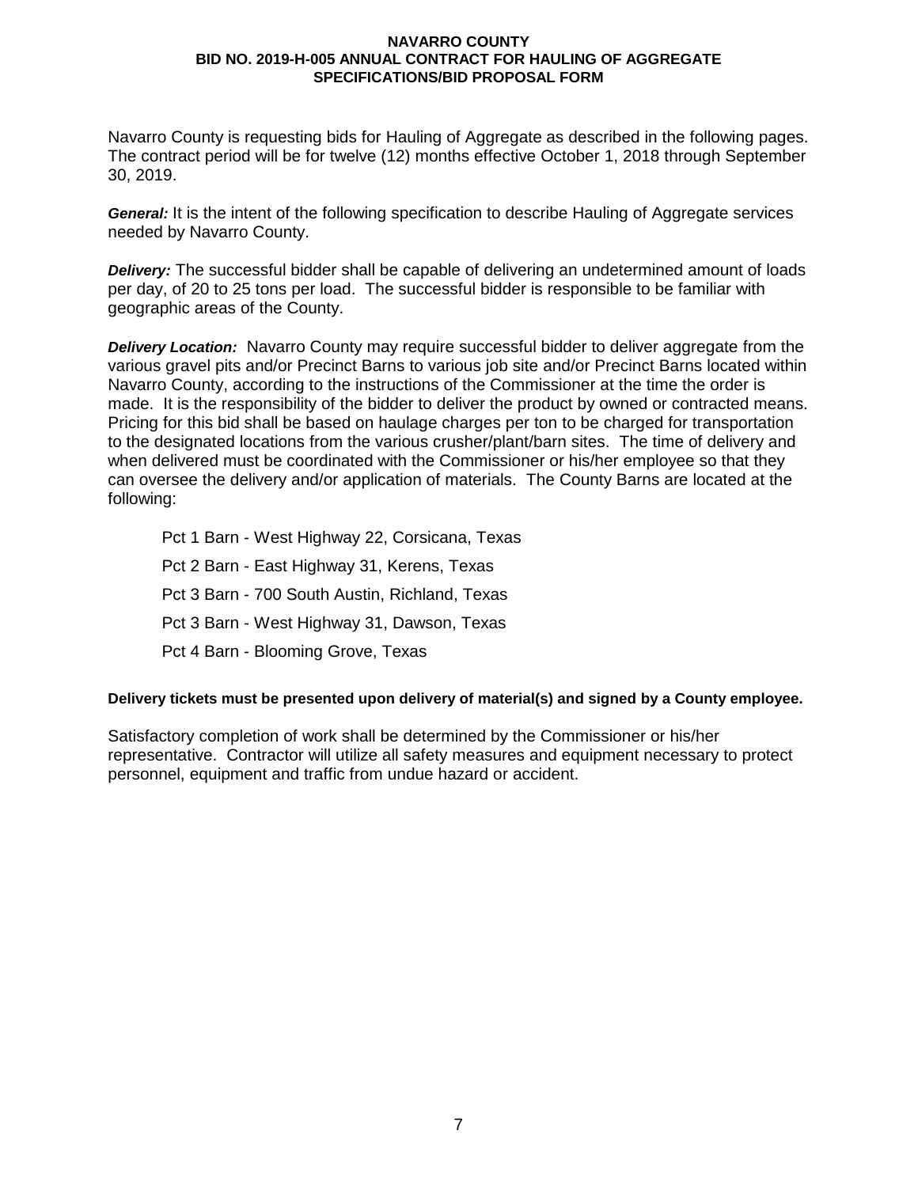**NAVARRO COUNTY**
**BID NO. 2019-H-005 ANNUAL CONTRACT FOR HAULING OF AGGREGATE**
**SPECIFICATIONS/BID PROPOSAL FORM**

Navarro County is requesting bids for Hauling of Aggregate as described in the following pages. The contract period will be for twelve (12) months effective October 1, 2018 through September 30, 2019.

***General:*** It is the intent of the following specification to describe Hauling of Aggregate services needed by Navarro County.

***Delivery:*** The successful bidder shall be capable of delivering an undetermined amount of loads per day, of 20 to 25 tons per load. The successful bidder is responsible to be familiar with geographic areas of the County.

***Delivery Location:*** Navarro County may require successful bidder to deliver aggregate from the various gravel pits and/or Precinct Barns to various job site and/or Precinct Barns located within Navarro County, according to the instructions of the Commissioner at the time the order is made. It is the responsibility of the bidder to deliver the product by owned or contracted means. Pricing for this bid shall be based on haulage charges per ton to be charged for transportation to the designated locations from the various crusher/plant/barn sites. The time of delivery and when delivered must be coordinated with the Commissioner or his/her employee so that they can oversee the delivery and/or application of materials. The County Barns are located at the following:

Pct 1 Barn - West Highway 22, Corsicana, Texas

Pct 2 Barn - East Highway 31, Kerens, Texas

Pct 3 Barn - 700 South Austin, Richland, Texas

Pct 3 Barn - West Highway 31, Dawson, Texas

Pct 4 Barn - Blooming Grove, Texas

**Delivery tickets must be presented upon delivery of material(s) and signed by a County employee.**

Satisfactory completion of work shall be determined by the Commissioner or his/her representative. Contractor will utilize all safety measures and equipment necessary to protect personnel, equipment and traffic from undue hazard or accident.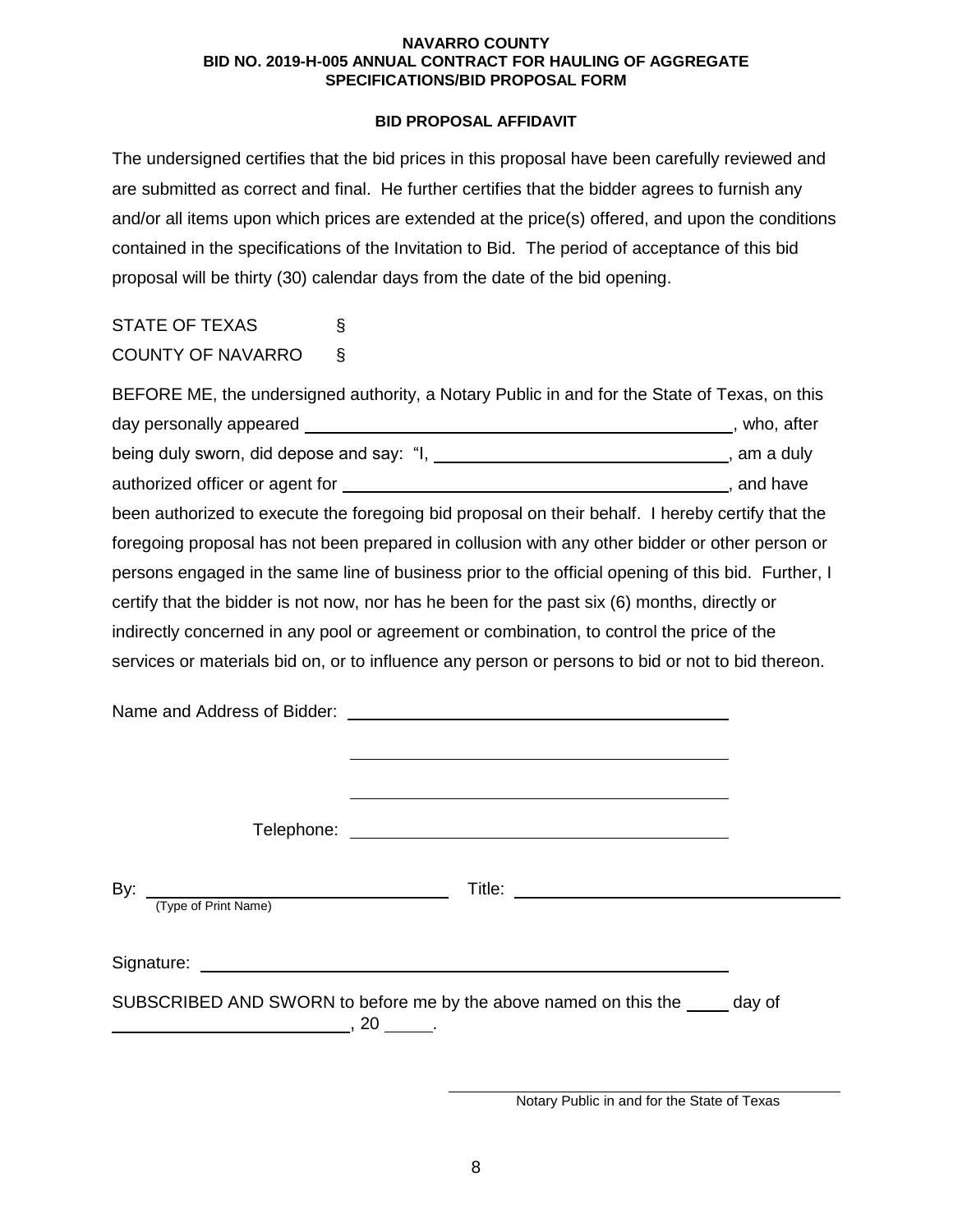**NAVARRO COUNTY**
**BID NO. 2019-H-005 ANNUAL CONTRACT FOR HAULING OF AGGREGATE**
**SPECIFICATIONS/BID PROPOSAL FORM**

**BID PROPOSAL AFFIDAVIT**

The undersigned certifies that the bid prices in this proposal have been carefully reviewed and are submitted as correct and final. He further certifies that the bidder agrees to furnish any and/or all items upon which prices are extended at the price(s) offered, and upon the conditions contained in the specifications of the Invitation to Bid. The period of acceptance of this bid proposal will be thirty (30) calendar days from the date of the bid opening.

STATE OF TEXAS §
COUNTY OF NAVARRO §

BEFORE ME, the undersigned authority, a Notary Public in and for the State of Texas, on this day personally appeared ______________________________, who, after being duly sworn, did depose and say: "I, ______________________________, am a duly authorized officer or agent for ______________________________, and have been authorized to execute the foregoing bid proposal on their behalf. I hereby certify that the foregoing proposal has not been prepared in collusion with any other bidder or other person or persons engaged in the same line of business prior to the official opening of this bid. Further, I certify that the bidder is not now, nor has he been for the past six (6) months, directly or indirectly concerned in any pool or agreement or combination, to control the price of the services or materials bid on, or to influence any person or persons to bid or not to bid thereon.

Name and Address of Bidder: ______________________________

______________________________

______________________________

Telephone: ______________________________

By: ______________________________ Title: ______________________________
(Type of Print Name)

Signature: ______________________________

SUBSCRIBED AND SWORN to before me by the above named on this the _____ day of ______________________________, 20 _____.

______________________________
Notary Public in and for the State of Texas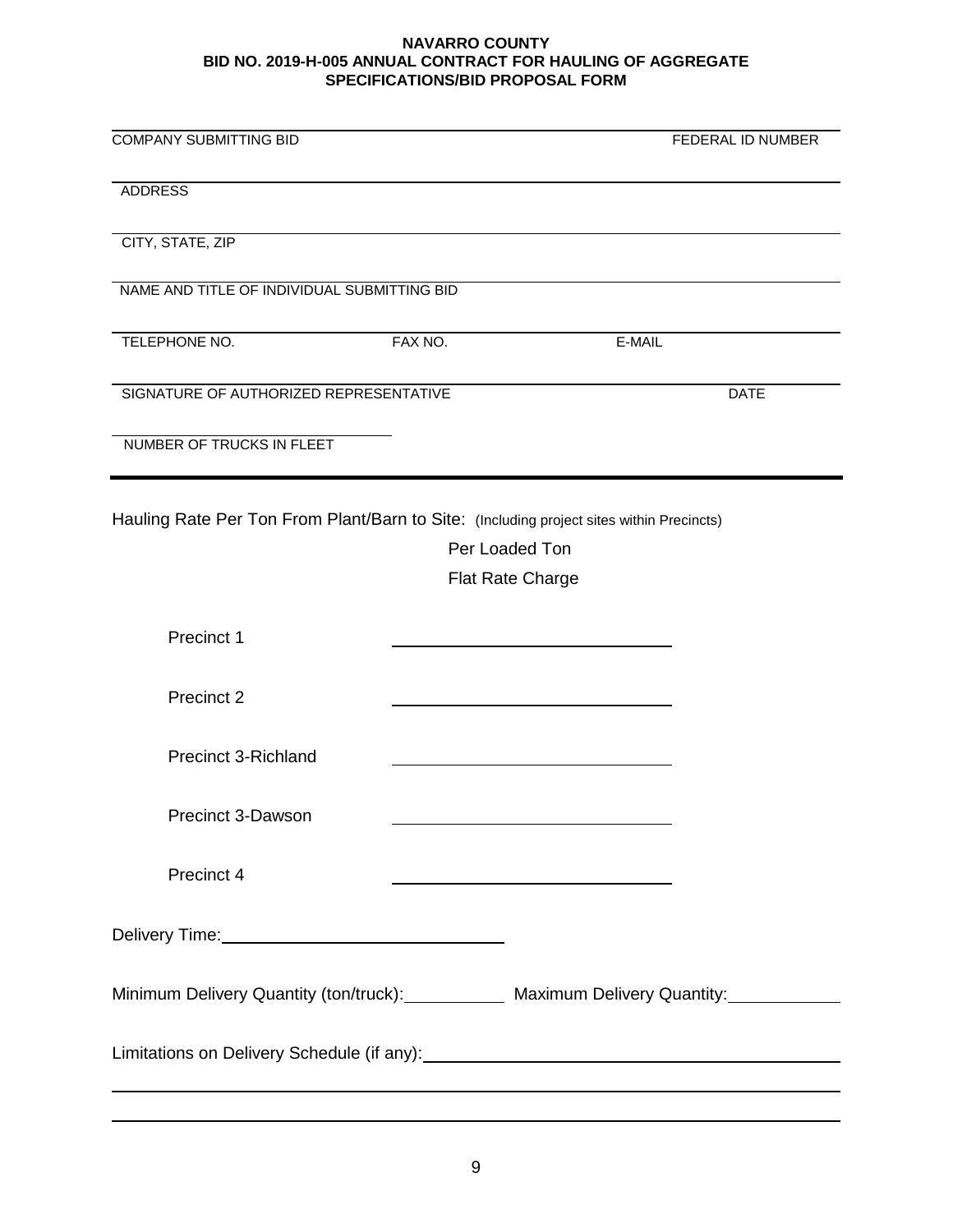**NAVARRO COUNTY**
**BID NO. 2019-H-005 ANNUAL CONTRACT FOR HAULING OF AGGREGATE**
**SPECIFICATIONS/BID PROPOSAL FORM**

| | |
|---|---|
| COMPANY SUBMITTING BID | FEDERAL ID NUMBER |

ADDRESS

CITY, STATE, ZIP

NAME AND TITLE OF INDIVIDUAL SUBMITTING BID

| | | |
|---|---|---|
| TELEPHONE NO. | FAX NO. | E-MAIL |

| | |
|---|---|
| SIGNATURE OF AUTHORIZED REPRESENTATIVE | DATE |

NUMBER OF TRUCKS IN FLEET

---

Hauling Rate Per Ton From Plant/Barn to Site: (Including project sites within Precincts)

Per Loaded Ton

Flat Rate Charge

| | |
|---|---|
| Precinct 1 | ____________________ |
| Precinct 2 | ____________________ |
| Precinct 3-Richland | ____________________ |
| Precinct 3-Dawson | ____________________ |
| Precinct 4 | ____________________ |

Delivery Time: ____________________

Minimum Delivery Quantity (ton/truck): __________ Maximum Delivery Quantity: __________

Limitations on Delivery Schedule (if any): ______________________________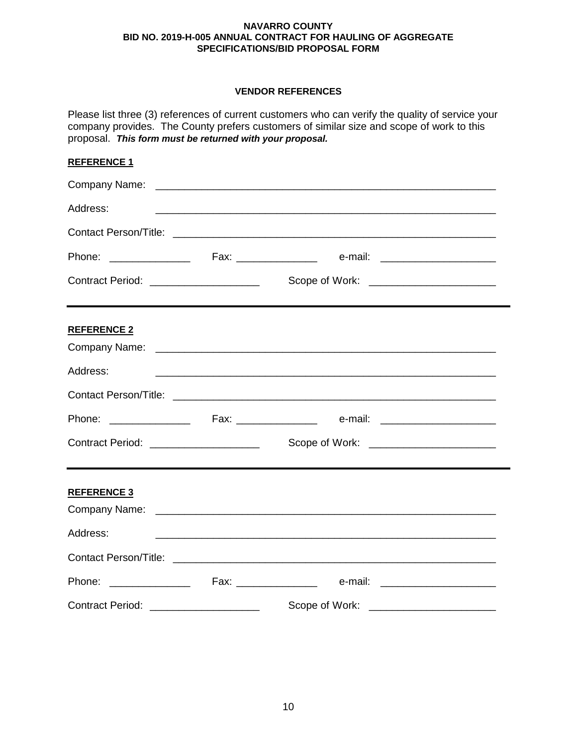**NAVARRO COUNTY**
**BID NO. 2019-H-005 ANNUAL CONTRACT FOR HAULING OF AGGREGATE**
**SPECIFICATIONS/BID PROPOSAL FORM**

## VENDOR REFERENCES

Please list three (3) references of current customers who can verify the quality of service your company provides. The County prefers customers of similar size and scope of work to this proposal. ***This form must be returned with your proposal.***

**REFERENCE 1**

Company Name: ____________________________________________________________

Address: ____________________________________________________________

Contact Person/Title: ____________________________________________________________

Phone: ______________ Fax: ______________ e-mail: ____________________

Contract Period: __________________ Scope of Work: _____________________

---

**REFERENCE 2**

Company Name: ____________________________________________________________

Address: ____________________________________________________________

Contact Person/Title: ____________________________________________________________

Phone: ______________ Fax: ______________ e-mail: ____________________

Contract Period: __________________ Scope of Work: _____________________

---

**REFERENCE 3**

Company Name: ____________________________________________________________

Address: ____________________________________________________________

Contact Person/Title: ____________________________________________________________

Phone: ______________ Fax: ______________ e-mail: ____________________

Contract Period: __________________ Scope of Work: _____________________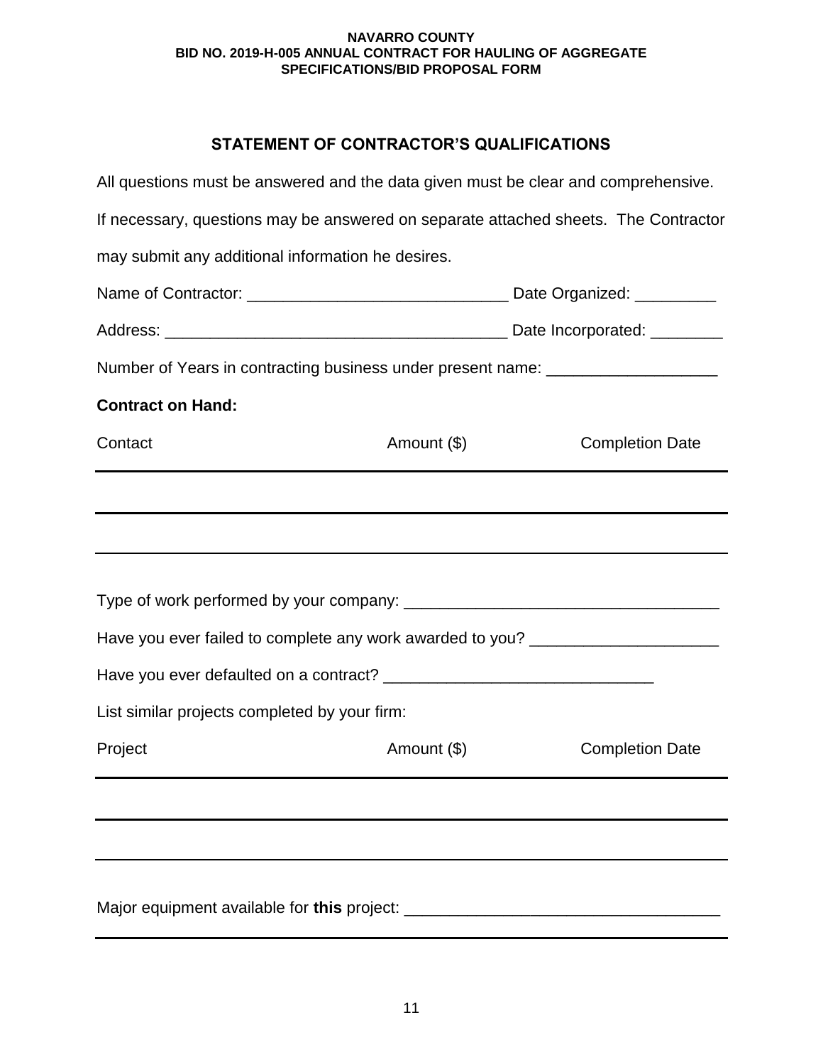NAVARRO COUNTY
BID NO. 2019-H-005 ANNUAL CONTRACT FOR HAULING OF AGGREGATE
SPECIFICATIONS/BID PROPOSAL FORM

## STATEMENT OF CONTRACTOR'S QUALIFICATIONS

All questions must be answered and the data given must be clear and comprehensive. If necessary, questions may be answered on separate attached sheets. The Contractor may submit any additional information he desires.

Name of Contractor: _____________________________ Date Organized: _________

Address: _______________________________________ Date Incorporated: ________

Number of Years in contracting business under present name: ___________________

**Contract on Hand:**

| Contact | Amount ($) | Completion Date |
|---|---|---|
| | | |
| | | |
| | | |

Type of work performed by your company: ___________________________________

Have you ever failed to complete any work awarded to you? _____________________

Have you ever defaulted on a contract? ______________________________

List similar projects completed by your firm:

| Project | Amount ($) | Completion Date |
|---|---|---|
| | | |
| | | |
| | | |

Major equipment available for **this** project: ___________________________________

_______________________________________________________________________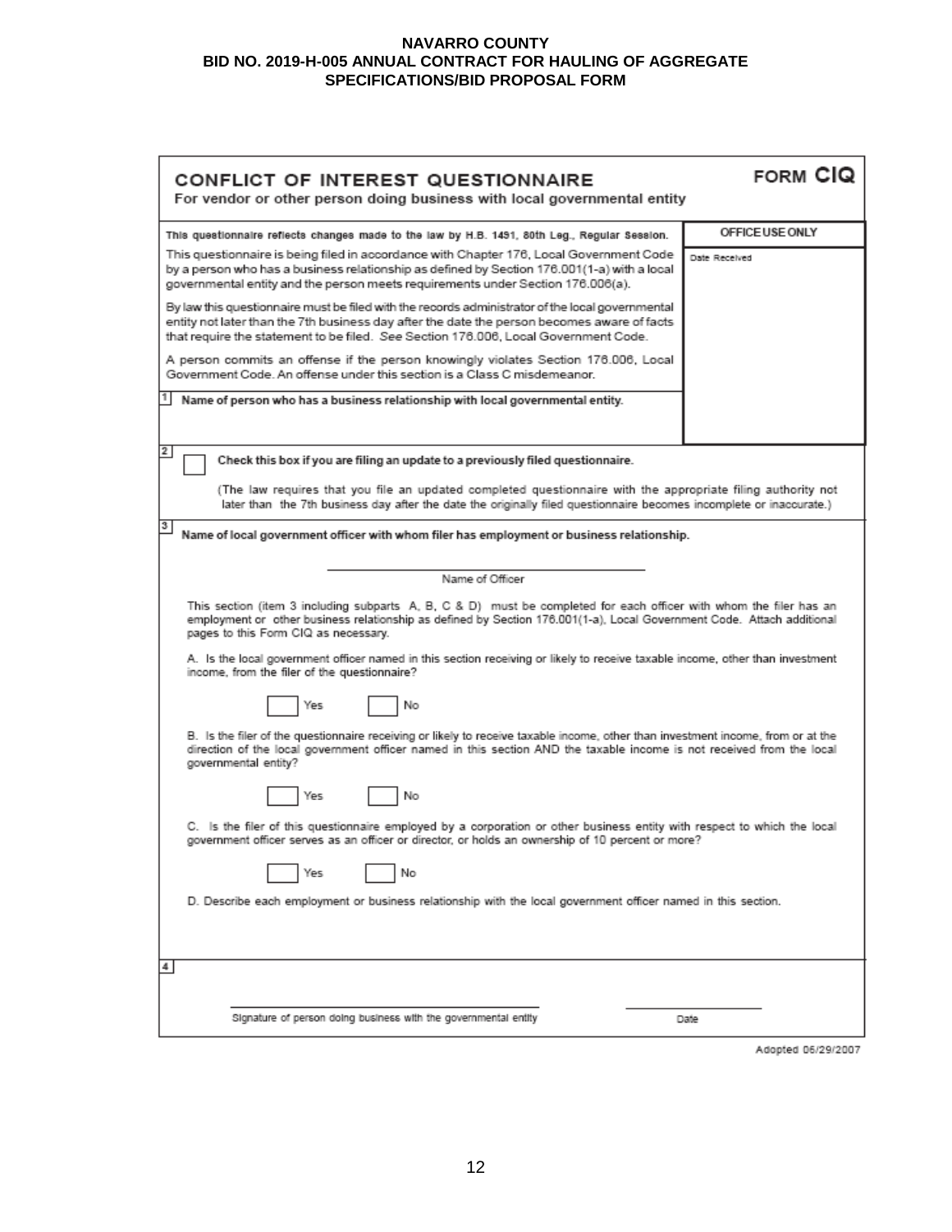**NAVARRO COUNTY**
**BID NO. 2019-H-005 ANNUAL CONTRACT FOR HAULING OF AGGREGATE**
**SPECIFICATIONS/BID PROPOSAL FORM**

# CONFLICT OF INTEREST QUESTIONNAIRE

**FORM CIQ**

**For vendor or other person doing business with local governmental entity**

**This questionnaire reflects changes made to the law by H.B. 1491, 80th Leg., Regular Session.**

This questionnaire is being filed in accordance with Chapter 176, Local Government Code by a person who has a business relationship as defined by Section 176.001(1-a) with a local governmental entity and the person meets requirements under Section 176.006(a).

By law this questionnaire must be filed with the records administrator of the local governmental entity not later than the 7th business day after the date the person becomes aware of facts that require the statement to be filed. *See* Section 176.006, Local Government Code.

A person commits an offense if the person knowingly violates Section 176.006, Local Government Code. An offense under this section is a Class C misdemeanor.

| OFFICE USE ONLY |
| --- |
| Date Received |

**1** **Name of person who has a business relationship with local governmental entity.**

**2** ☐ **Check this box if you are filing an update to a previously filed questionnaire.**

(The law requires that you file an updated completed questionnaire with the appropriate filing authority not later than the 7th business day after the date the originally filed questionnaire becomes incomplete or inaccurate.)

**3** **Name of local government officer with whom filer has employment or business relationship.**

\_\_\_\_\_\_\_\_\_\_\_\_\_\_\_\_\_\_\_\_\_\_\_\_\_\_\_\_\_\_\_\_\_\_\_\_
Name of Officer

This section (item 3 including subparts A, B, C & D) must be completed for each officer with whom the filer has an employment or other business relationship as defined by Section 176.001(1-a), Local Government Code. Attach additional pages to this Form CIQ as necessary.

A. Is the local government officer named in this section receiving or likely to receive taxable income, other than investment income, from the filer of the questionnaire?

☐ Yes ☐ No

B. Is the filer of the questionnaire receiving or likely to receive taxable income, other than investment income, from or at the direction of the local government officer named in this section AND the taxable income is not received from the local governmental entity?

☐ Yes ☐ No

C. Is the filer of this questionnaire employed by a corporation or other business entity with respect to which the local government officer serves as an officer or director, or holds an ownership of 10 percent or more?

☐ Yes ☐ No

D. Describe each employment or business relationship with the local government officer named in this section.

**4**

\_\_\_\_\_\_\_\_\_\_\_\_\_\_\_\_\_\_\_\_\_\_\_\_\_\_\_\_\_\_\_\_\_\_\_\_ \_\_\_\_\_\_\_\_\_\_\_\_\_\_\_\_
Signature of person doing business with the governmental entity — Date

Adopted 06/29/2007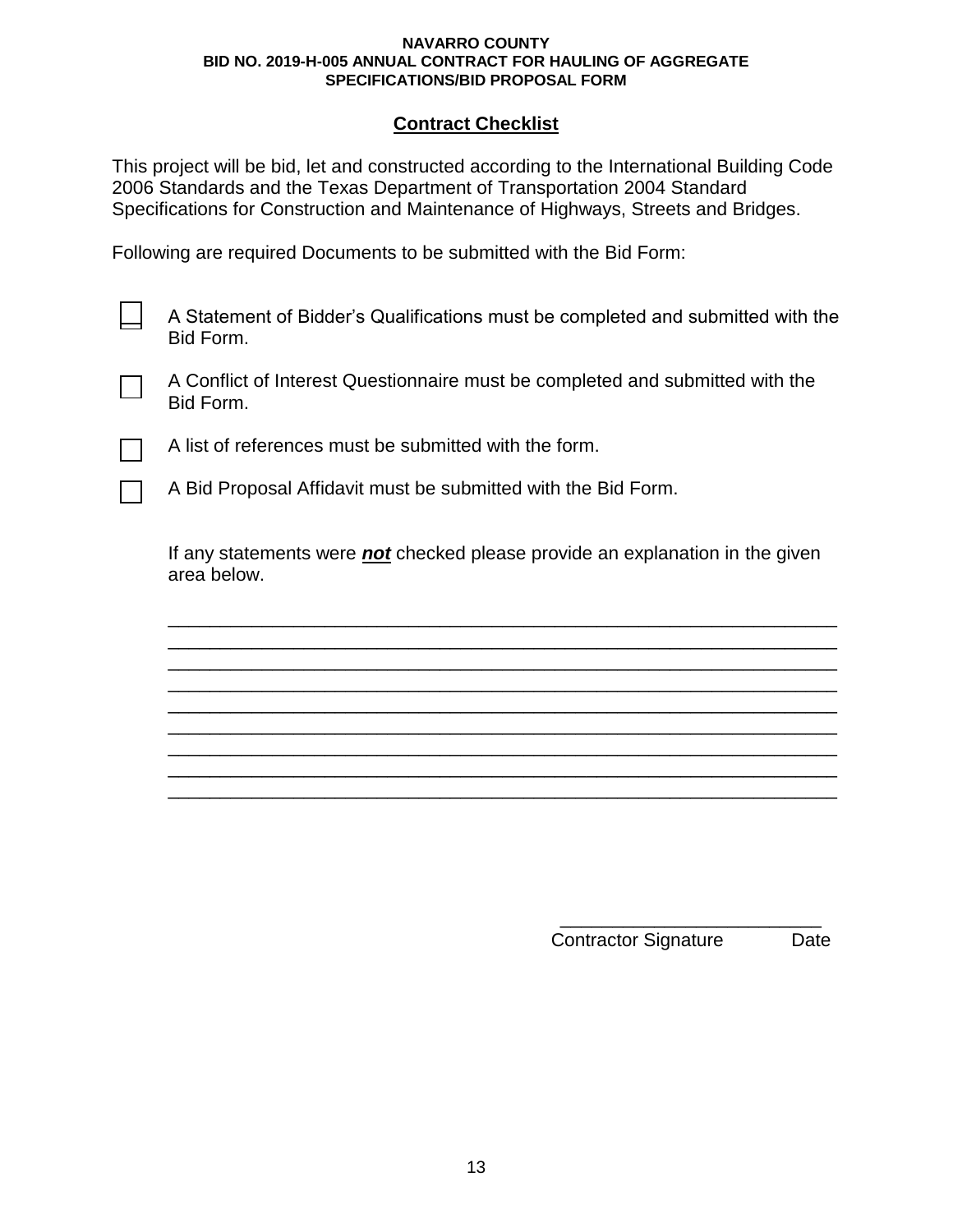**NAVARRO COUNTY**
**BID NO. 2019-H-005 ANNUAL CONTRACT FOR HAULING OF AGGREGATE**
**SPECIFICATIONS/BID PROPOSAL FORM**

## Contract Checklist

This project will be bid, let and constructed according to the International Building Code 2006 Standards and the Texas Department of Transportation 2004 Standard Specifications for Construction and Maintenance of Highways, Streets and Bridges.

Following are required Documents to be submitted with the Bid Form:

- ☐ A Statement of Bidder's Qualifications must be completed and submitted with the Bid Form.
- ☐ A Conflict of Interest Questionnaire must be completed and submitted with the Bid Form.
- ☐ A list of references must be submitted with the form.
- ☐ A Bid Proposal Affidavit must be submitted with the Bid Form.

If any statements were ***not*** checked please provide an explanation in the given area below.

_______________________________________________________________
_______________________________________________________________
_______________________________________________________________
_______________________________________________________________
_______________________________________________________________
_______________________________________________________________
_______________________________________________________________
_______________________________________________________________
_______________________________________________________________

_________________________
Contractor Signature Date